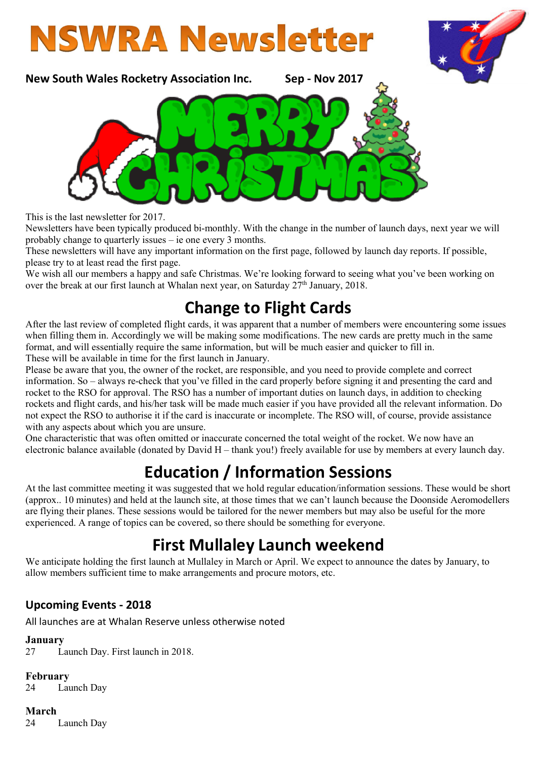# NSWRA Newsletter

**New South Wales Rocketry Association Inc.** **Sep - Nov 2017**

MERRY CHRISTMAS

This is the last newsletter for 2017.

Newsletters have been typically produced bi-monthly. With the change in the number of launch days, next year we will probably change to quarterly issues – ie one every 3 months.

These newsletters will have any important information on the first page, followed by launch day reports. If possible, please try to at least read the first page.

We wish all our members a happy and safe Christmas. We're looking forward to seeing what you've been working on over the break at our first launch at Whalan next year, on Saturday 27th January, 2018.

## Change to Flight Cards

After the last review of completed flight cards, it was apparent that a number of members were encountering some issues when filling them in. Accordingly we will be making some modifications. The new cards are pretty much in the same format, and will essentially require the same information, but will be much easier and quicker to fill in.

These will be available in time for the first launch in January.

Please be aware that you, the owner of the rocket, are responsible, and you need to provide complete and correct information. So – always re-check that you've filled in the card properly before signing it and presenting the card and rocket to the RSO for approval. The RSO has a number of important duties on launch days, in addition to checking rockets and flight cards, and his/her task will be made much easier if you have provided all the relevant information. Do not expect the RSO to authorise it if the card is inaccurate or incomplete. The RSO will, of course, provide assistance with any aspects about which you are unsure.

One characteristic that was often omitted or inaccurate concerned the total weight of the rocket. We now have an electronic balance available (donated by David H – thank you!) freely available for use by members at every launch day.

## Education / Information Sessions

At the last committee meeting it was suggested that we hold regular education/information sessions. These would be short (approx.. 10 minutes) and held at the launch site, at those times that we can't launch because the Doonside Aeromodellers are flying their planes. These sessions would be tailored for the newer members but may also be useful for the more experienced. A range of topics can be covered, so there should be something for everyone.

## First Mullaley Launch weekend

We anticipate holding the first launch at Mullaley in March or April. We expect to announce the dates by January, to allow members sufficient time to make arrangements and procure motors, etc.

### Upcoming Events - 2018

All launches are at Whalan Reserve unless otherwise noted

**January**
27 Launch Day. First launch in 2018.

**February**
24 Launch Day

**March**
24 Launch Day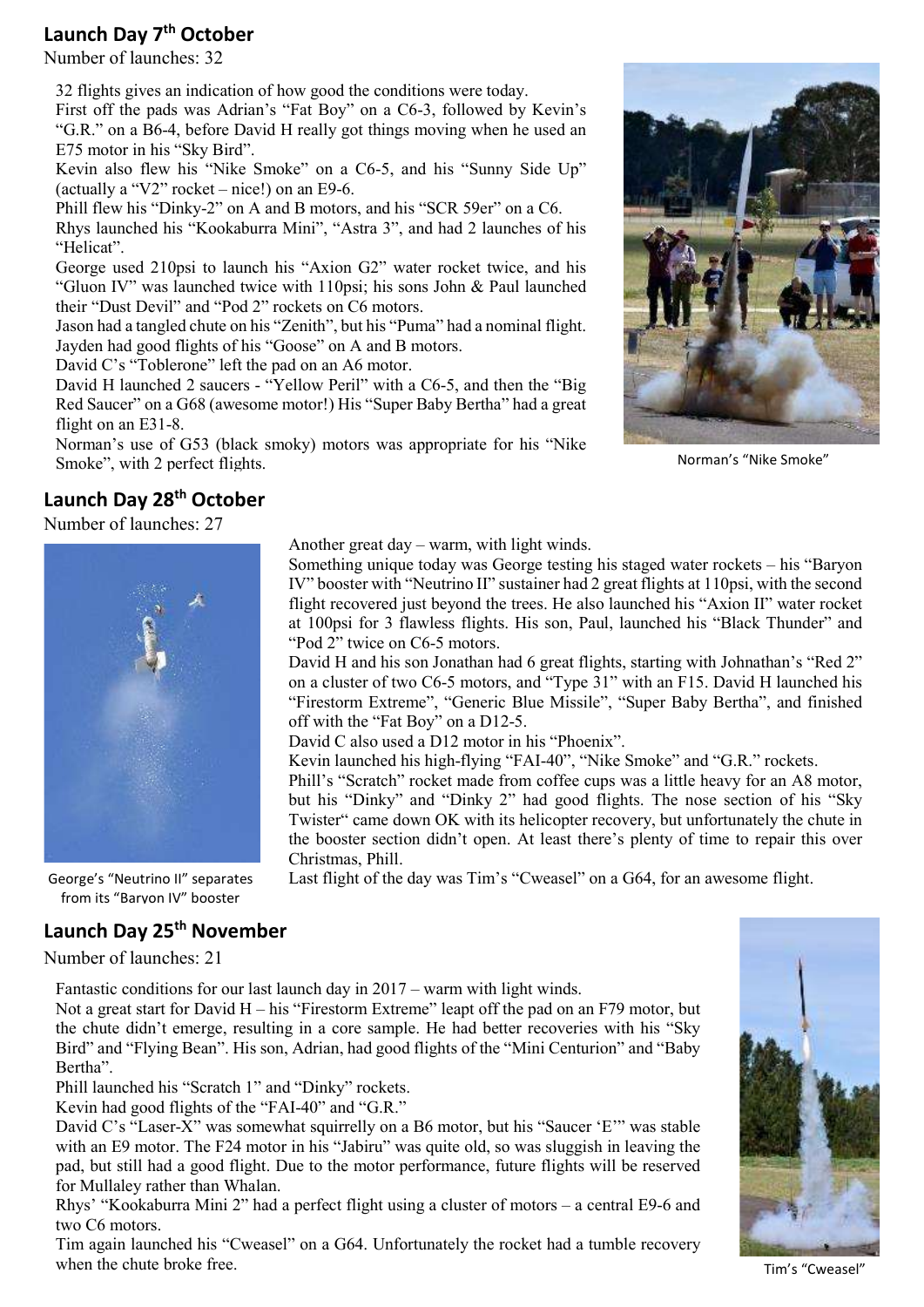## Launch Day 7th October

Number of launches: 32

32 flights gives an indication of how good the conditions were today.

First off the pads was Adrian's "Fat Boy" on a C6-3, followed by Kevin's "G.R." on a B6-4, before David H really got things moving when he used an E75 motor in his "Sky Bird".

Kevin also flew his "Nike Smoke" on a C6-5, and his "Sunny Side Up" (actually a "V2" rocket – nice!) on an E9-6.

Phill flew his "Dinky-2" on A and B motors, and his "SCR 59er" on a C6.

Rhys launched his "Kookaburra Mini", "Astra 3", and had 2 launches of his "Helicat".

George used 210psi to launch his "Axion G2" water rocket twice, and his "Gluon IV" was launched twice with 110psi; his sons John & Paul launched their "Dust Devil" and "Pod 2" rockets on C6 motors.

Jason had a tangled chute on his "Zenith", but his "Puma" had a nominal flight. Jayden had good flights of his "Goose" on A and B motors.

David C's "Toblerone" left the pad on an A6 motor.

David H launched 2 saucers - "Yellow Peril" with a C6-5, and then the "Big Red Saucer" on a G68 (awesome motor!) His "Super Baby Bertha" had a great flight on an E31-8.

Norman's use of G53 (black smoky) motors was appropriate for his "Nike Smoke", with 2 perfect flights.

Norman's "Nike Smoke"

## Launch Day 28th October

Number of launches: 27

Another great day – warm, with light winds.

Something unique today was George testing his staged water rockets – his "Baryon IV" booster with "Neutrino II" sustainer had 2 great flights at 110psi, with the second flight recovered just beyond the trees. He also launched his "Axion II" water rocket at 100psi for 3 flawless flights. His son, Paul, launched his "Black Thunder" and "Pod 2" twice on C6-5 motors.

David H and his son Jonathan had 6 great flights, starting with Johnathan's "Red 2" on a cluster of two C6-5 motors, and "Type 31" with an F15. David H launched his "Firestorm Extreme", "Generic Blue Missile", "Super Baby Bertha", and finished off with the "Fat Boy" on a D12-5.

David C also used a D12 motor in his "Phoenix".

Kevin launched his high-flying "FAI-40", "Nike Smoke" and "G.R." rockets.

Phill's "Scratch" rocket made from coffee cups was a little heavy for an A8 motor, but his "Dinky" and "Dinky 2" had good flights. The nose section of his "Sky Twister" came down OK with its helicopter recovery, but unfortunately the chute in the booster section didn't open. At least there's plenty of time to repair this over Christmas, Phill.

Last flight of the day was Tim's "Cweasel" on a G64, for an awesome flight.

George's "Neutrino II" separates from its "Baryon IV" booster

## Launch Day 25th November

Number of launches: 21

Fantastic conditions for our last launch day in 2017 – warm with light winds.

Not a great start for David H – his "Firestorm Extreme" leapt off the pad on an F79 motor, but the chute didn't emerge, resulting in a core sample. He had better recoveries with his "Sky Bird" and "Flying Bean". His son, Adrian, had good flights of the "Mini Centurion" and "Baby Bertha".

Phill launched his "Scratch 1" and "Dinky" rockets.

Kevin had good flights of the "FAI-40" and "G.R."

David C's "Laser-X" was somewhat squirrelly on a B6 motor, but his "Saucer 'E'" was stable with an E9 motor. The F24 motor in his "Jabiru" was quite old, so was sluggish in leaving the pad, but still had a good flight. Due to the motor performance, future flights will be reserved for Mullaley rather than Whalan.

Rhys' "Kookaburra Mini 2" had a perfect flight using a cluster of motors – a central E9-6 and two C6 motors.

Tim again launched his "Cweasel" on a G64. Unfortunately the rocket had a tumble recovery when the chute broke free.

Tim's "Cweasel"